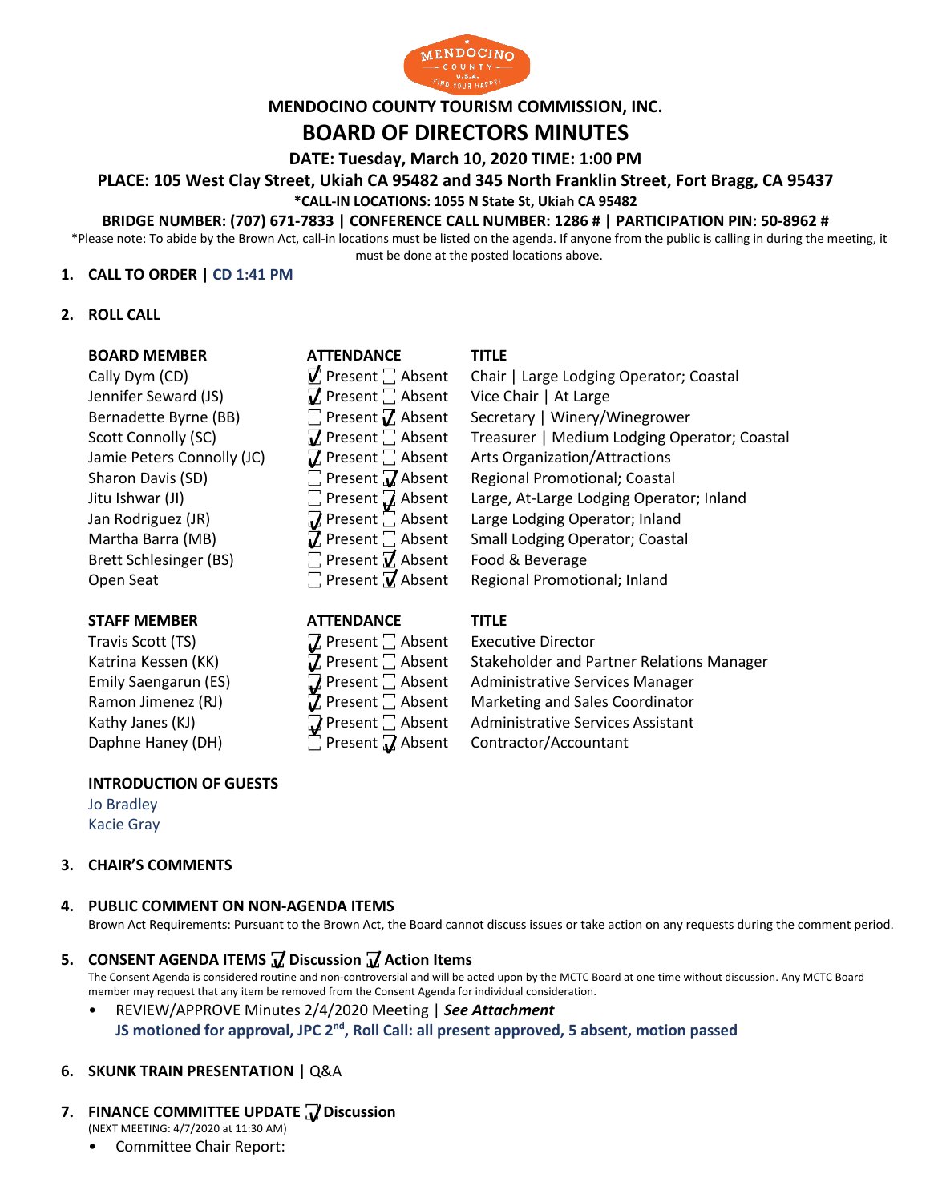MENDOCINO COUNTY TOURISM COMMISSION, INC.

# BOARD OF DIRECTORS MINUTES

**DATE: Tuesday, March 10, 2020 TIME: 1:00 PM**

**PLACE: 105 West Clay Street, Ukiah CA 95482 and 345 North Franklin Street, Fort Bragg, CA 95437**

**\*CALL-IN LOCATIONS: 1055 N State St, Ukiah CA 95482**

**BRIDGE NUMBER: (707) 671-7833 | CONFERENCE CALL NUMBER: 1286 # | PARTICIPATION PIN: 50-8962 #**

\*Please note: To abide by the Brown Act, call-in locations must be listed on the agenda. If anyone from the public is calling in during the meeting, it must be done at the posted locations above.

1. **CALL TO ORDER |** CD 1:41 PM

2. **ROLL CALL**

| BOARD MEMBER | ATTENDANCE | TITLE |
|---|---|---|
| Cally Dym (CD) | ☑ Present ☐ Absent | Chair \| Large Lodging Operator; Coastal |
| Jennifer Seward (JS) | ☑ Present ☐ Absent | Vice Chair \| At Large |
| Bernadette Byrne (BB) | ☐ Present ☑ Absent | Secretary \| Winery/Winegrower |
| Scott Connolly (SC) | ☑ Present ☐ Absent | Treasurer \| Medium Lodging Operator; Coastal |
| Jamie Peters Connolly (JC) | ☑ Present ☐ Absent | Arts Organization/Attractions |
| Sharon Davis (SD) | ☐ Present ☑ Absent | Regional Promotional; Coastal |
| Jitu Ishwar (JI) | ☐ Present ☑ Absent | Large, At-Large Lodging Operator; Inland |
| Jan Rodriguez (JR) | ☑ Present ☐ Absent | Large Lodging Operator; Inland |
| Martha Barra (MB) | ☑ Present ☐ Absent | Small Lodging Operator; Coastal |
| Brett Schlesinger (BS) | ☐ Present ☑ Absent | Food & Beverage |
| Open Seat | ☐ Present ☑ Absent | Regional Promotional; Inland |

| STAFF MEMBER | ATTENDANCE | TITLE |
|---|---|---|
| Travis Scott (TS) | ☑ Present ☐ Absent | Executive Director |
| Katrina Kessen (KK) | ☑ Present ☐ Absent | Stakeholder and Partner Relations Manager |
| Emily Saengarun (ES) | ☑ Present ☐ Absent | Administrative Services Manager |
| Ramon Jimenez (RJ) | ☑ Present ☐ Absent | Marketing and Sales Coordinator |
| Kathy Janes (KJ) | ☑ Present ☐ Absent | Administrative Services Assistant |
| Daphne Haney (DH) | ☐ Present ☑ Absent | Contractor/Accountant |

**INTRODUCTION OF GUESTS**

Jo Bradley
Kacie Gray

3. **CHAIR'S COMMENTS**

4. **PUBLIC COMMENT ON NON-AGENDA ITEMS**

   Brown Act Requirements: Pursuant to the Brown Act, the Board cannot discuss issues or take action on any requests during the comment period.

5. **CONSENT AGENDA ITEMS ☑ Discussion ☑ Action Items**

   The Consent Agenda is considered routine and non-controversial and will be acted upon by the MCTC Board at one time without discussion. Any MCTC Board member may request that any item be removed from the Consent Agenda for individual consideration.

   - REVIEW/APPROVE Minutes 2/4/2020 Meeting | ***See Attachment***
     **JS motioned for approval, JPC 2nd, Roll Call: all present approved, 5 absent, motion passed**

6. **SKUNK TRAIN PRESENTATION |** Q&A

7. **FINANCE COMMITTEE UPDATE ☑ Discussion**

   (NEXT MEETING: 4/7/2020 at 11:30 AM)

   - Committee Chair Report: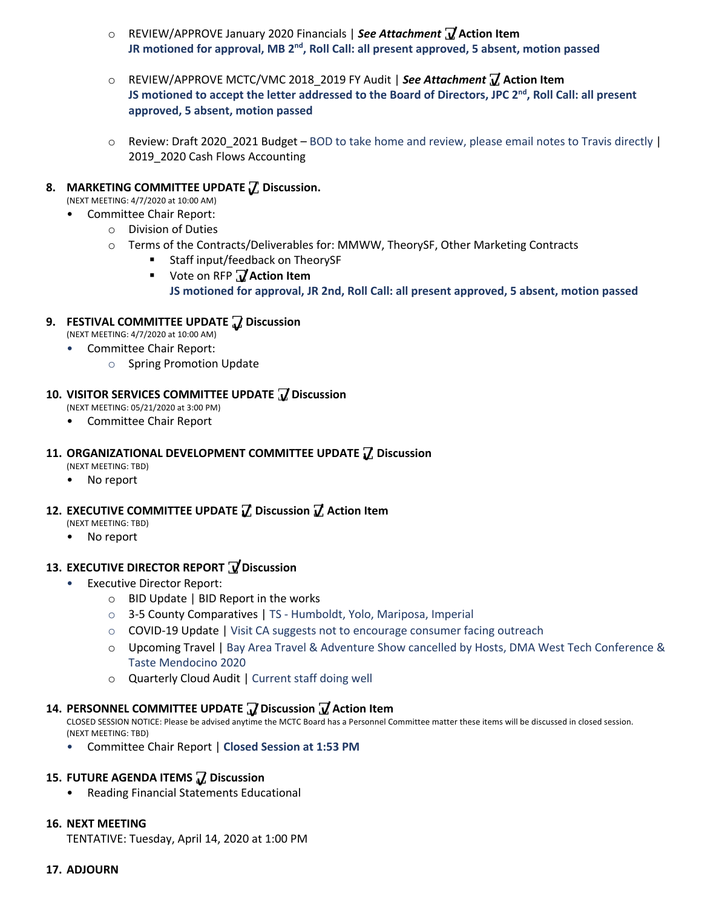- REVIEW/APPROVE January 2020 Financials | ***See Attachment*** ☑ **Action Item**
  **JR motioned for approval, MB 2nd, Roll Call: all present approved, 5 absent, motion passed**

- REVIEW/APPROVE MCTC/VMC 2018_2019 FY Audit | ***See Attachment*** ☑ **Action Item**
  **JS motioned to accept the letter addressed to the Board of Directors, JPC 2nd, Roll Call: all present approved, 5 absent, motion passed**

- Review: Draft 2020_2021 Budget – BOD to take home and review, please email notes to Travis directly | 2019_2020 Cash Flows Accounting

**8. MARKETING COMMITTEE UPDATE ☑ Discussion.**
(NEXT MEETING: 4/7/2020 at 10:00 AM)

- Committee Chair Report:
  - Division of Duties
  - Terms of the Contracts/Deliverables for: MMWW, TheorySF, Other Marketing Contracts
    - Staff input/feedback on TheorySF
    - Vote on RFP ☑ **Action Item**
      **JS motioned for approval, JR 2nd, Roll Call: all present approved, 5 absent, motion passed**

**9. FESTIVAL COMMITTEE UPDATE ☑ Discussion**
(NEXT MEETING: 4/7/2020 at 10:00 AM)

- Committee Chair Report:
  - Spring Promotion Update

**10. VISITOR SERVICES COMMITTEE UPDATE ☑ Discussion**
(NEXT MEETING: 05/21/2020 at 3:00 PM)

- Committee Chair Report

**11. ORGANIZATIONAL DEVELOPMENT COMMITTEE UPDATE ☑ Discussion**
(NEXT MEETING: TBD)

- No report

**12. EXECUTIVE COMMITTEE UPDATE ☑ Discussion ☑ Action Item**
(NEXT MEETING: TBD)

- No report

**13. EXECUTIVE DIRECTOR REPORT ☑ Discussion**

- Executive Director Report:
  - BID Update | BID Report in the works
  - 3-5 County Comparatives | TS - Humboldt, Yolo, Mariposa, Imperial
  - COVID-19 Update | Visit CA suggests not to encourage consumer facing outreach
  - Upcoming Travel | Bay Area Travel & Adventure Show cancelled by Hosts, DMA West Tech Conference & Taste Mendocino 2020
  - Quarterly Cloud Audit | Current staff doing well

**14. PERSONNEL COMMITTEE UPDATE ☑ Discussion ☑ Action Item**
CLOSED SESSION NOTICE: Please be advised anytime the MCTC Board has a Personnel Committee matter these items will be discussed in closed session.
(NEXT MEETING: TBD)

- Committee Chair Report | **Closed Session at 1:53 PM**

**15. FUTURE AGENDA ITEMS ☑ Discussion**

- Reading Financial Statements Educational

**16. NEXT MEETING**
TENTATIVE: Tuesday, April 14, 2020 at 1:00 PM

**17. ADJOURN**